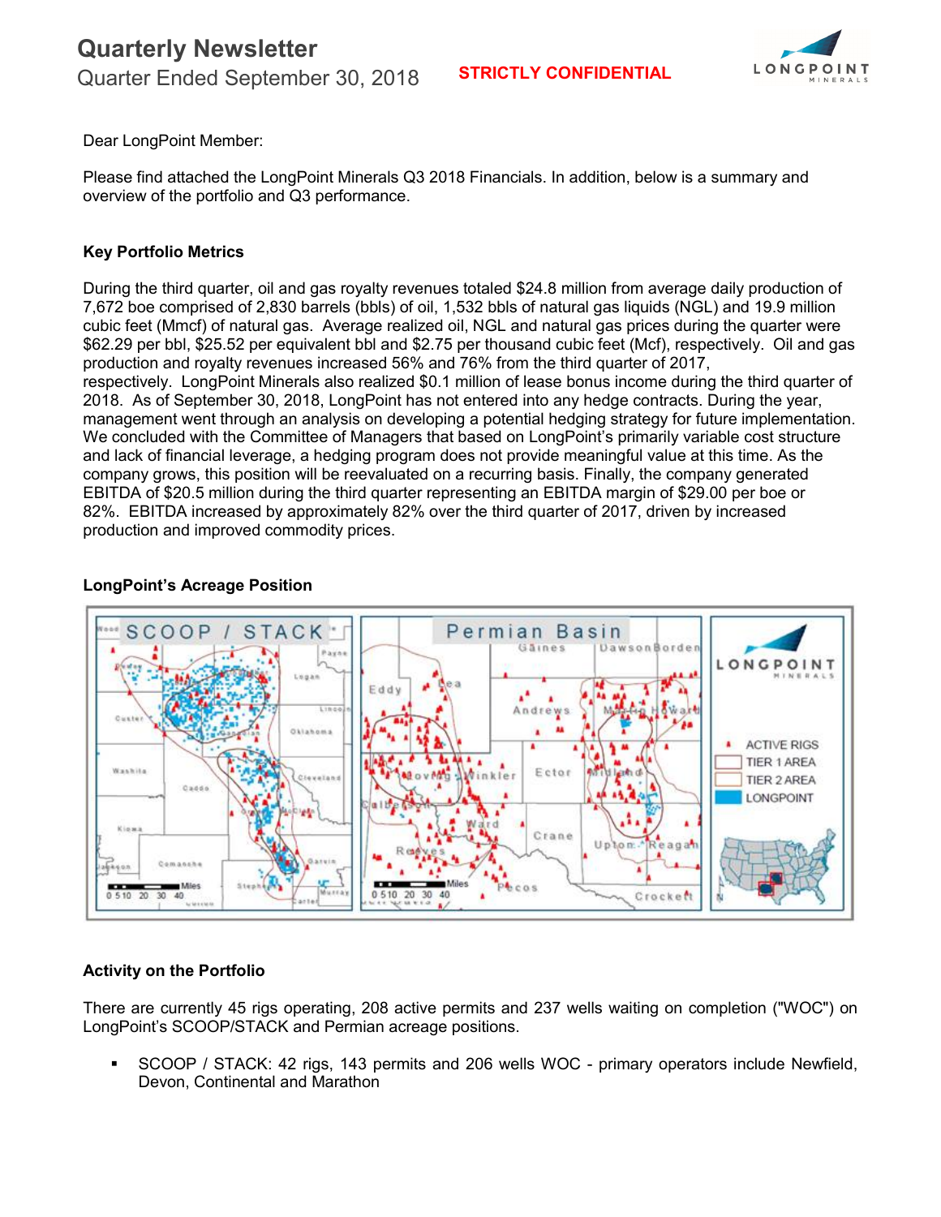# Quarterly Newsletter

Quarter Ended September 30, 2018

**STRICTLY CONFIDENTIAL**

Dear LongPoint Member:

Please find attached the LongPoint Minerals Q3 2018 Financials. In addition, below is a summary and overview of the portfolio and Q3 performance.

**Key Portfolio Metrics**

During the third quarter, oil and gas royalty revenues totaled $24.8 million from average daily production of 7,672 boe comprised of 2,830 barrels (bbls) of oil, 1,532 bbls of natural gas liquids (NGL) and 19.9 million cubic feet (Mmcf) of natural gas. Average realized oil, NGL and natural gas prices during the quarter were $62.29 per bbl, $25.52 per equivalent bbl and $2.75 per thousand cubic feet (Mcf), respectively. Oil and gas production and royalty revenues increased 56% and 76% from the third quarter of 2017, respectively. LongPoint Minerals also realized $0.1 million of lease bonus income during the third quarter of 2018. As of September 30, 2018, LongPoint has not entered into any hedge contracts. During the year, management went through an analysis on developing a potential hedging strategy for future implementation. We concluded with the Committee of Managers that based on LongPoint's primarily variable cost structure and lack of financial leverage, a hedging program does not provide meaningful value at this time. As the company grows, this position will be reevaluated on a recurring basis. Finally, the company generated EBITDA of $20.5 million during the third quarter representing an EBITDA margin of $29.00 per boe or 82%. EBITDA increased by approximately 82% over the third quarter of 2017, driven by increased production and improved commodity prices.

**LongPoint's Acreage Position**

**Activity on the Portfolio**

There are currently 45 rigs operating, 208 active permits and 237 wells waiting on completion ("WOC") on LongPoint's SCOOP/STACK and Permian acreage positions.

- SCOOP / STACK: 42 rigs, 143 permits and 206 wells WOC - primary operators include Newfield, Devon, Continental and Marathon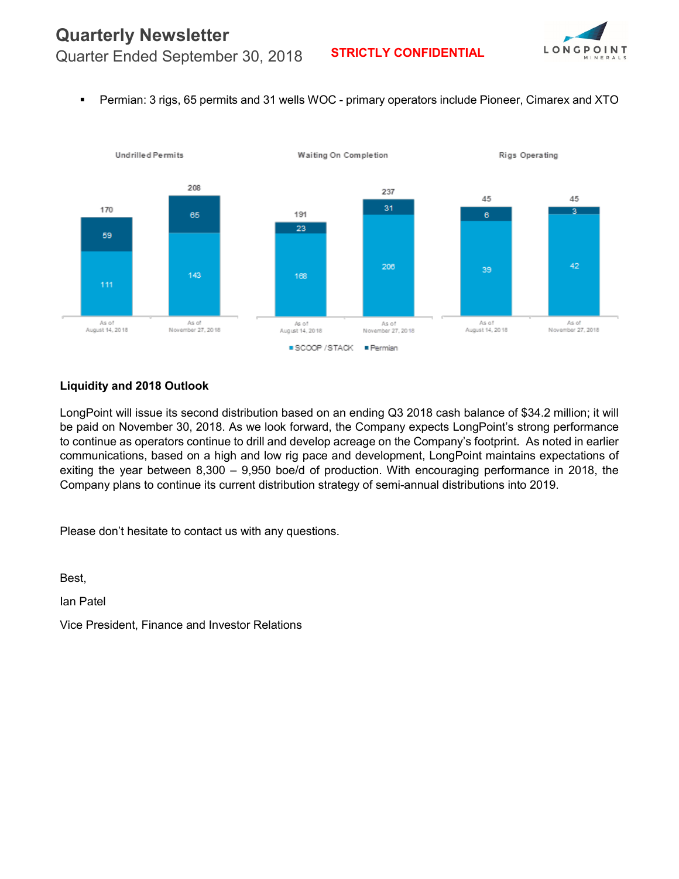- Permian: 3 rigs, 65 permits and 31 wells WOC - primary operators include Pioneer, Cimarex and XTO

| | Undrilled Permits | | Waiting On Completion | | Rigs Operating | |
|---|---|---|---|---|---|---|
| | As of August 14, 2018 | As of November 27, 2018 | As of August 14, 2018 | As of November 27, 2018 | As of August 14, 2018 | As of November 27, 2018 |
| SCOOP / STACK | 111 | 143 | 168 | 206 | 39 | 42 |
| Permian | 59 | 65 | 23 | 31 | 6 | 3 |
| Total | 170 | 208 | 191 | 237 | 45 | 45 |

## Liquidity and 2018 Outlook

LongPoint will issue its second distribution based on an ending Q3 2018 cash balance of $34.2 million; it will be paid on November 30, 2018. As we look forward, the Company expects LongPoint's strong performance to continue as operators continue to drill and develop acreage on the Company's footprint. As noted in earlier communications, based on a high and low rig pace and development, LongPoint maintains expectations of exiting the year between 8,300 – 9,950 boe/d of production. With encouraging performance in 2018, the Company plans to continue its current distribution strategy of semi-annual distributions into 2019.

Please don't hesitate to contact us with any questions.

Best,

Ian Patel

Vice President, Finance and Investor Relations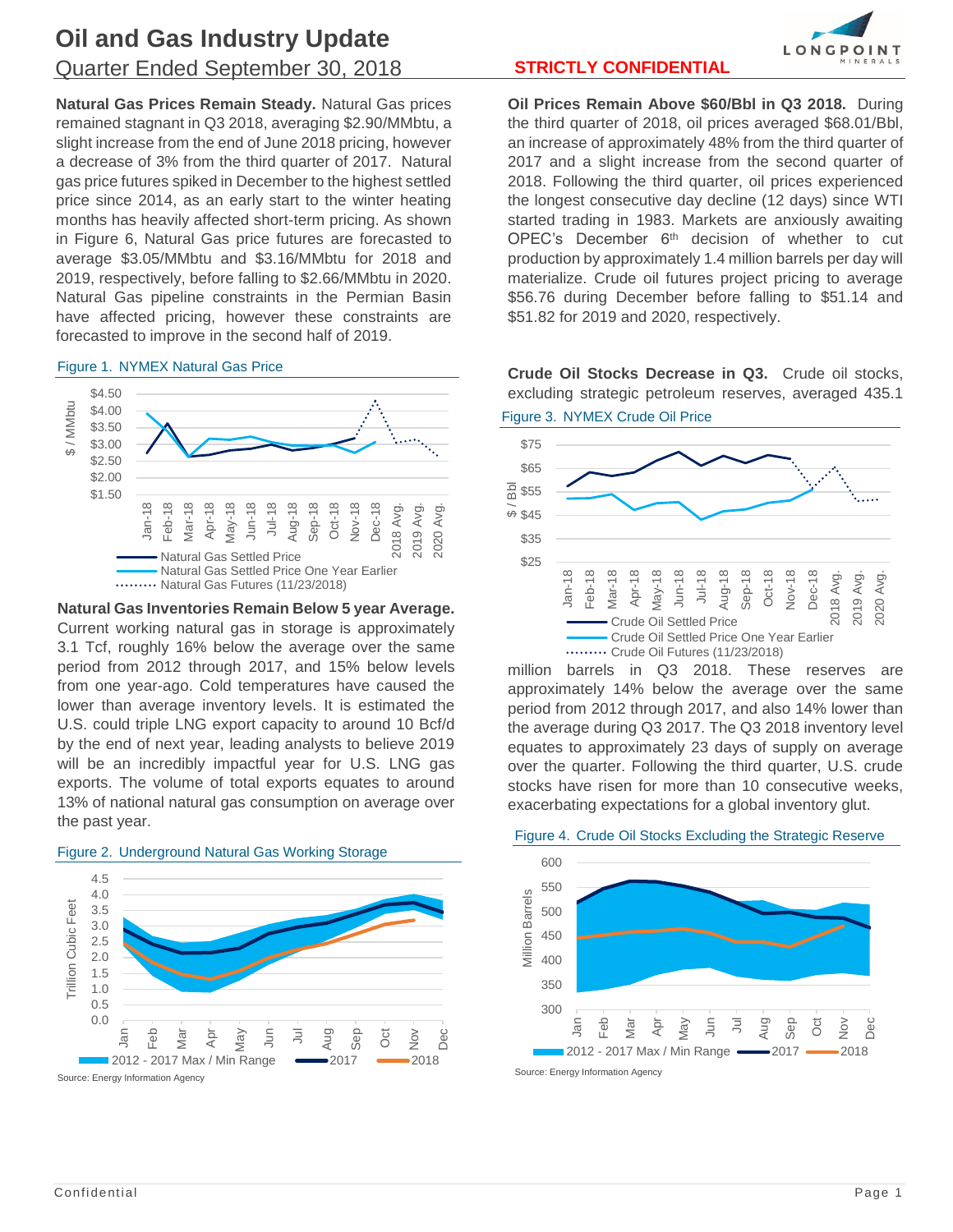# Oil and Gas Industry Update

## Quarter Ended September 30, 2018

**STRICTLY CONFIDENTIAL**

**Natural Gas Prices Remain Steady.** Natural Gas prices remained stagnant in Q3 2018, averaging $2.90/MMbtu, a slight increase from the end of June 2018 pricing, however a decrease of 3% from the third quarter of 2017. Natural gas price futures spiked in December to the highest settled price since 2014, as an early start to the winter heating months has heavily affected short-term pricing. As shown in Figure 6, Natural Gas price futures are forecasted to average $3.05/MMbtu and $3.16/MMbtu for 2018 and 2019, respectively, before falling to $2.66/MMbtu in 2020. Natural Gas pipeline constraints in the Permian Basin have affected pricing, however these constraints are forecasted to improve in the second half of 2019.

Figure 1. NYMEX Natural Gas Price

**Natural Gas Inventories Remain Below 5 year Average.** Current working natural gas in storage is approximately 3.1 Tcf, roughly 16% below the average over the same period from 2012 through 2017, and 15% below levels from one year-ago. Cold temperatures have caused the lower than average inventory levels. It is estimated the U.S. could triple LNG export capacity to around 10 Bcf/d by the end of next year, leading analysts to believe 2019 will be an incredibly impactful year for U.S. LNG gas exports. The volume of total exports equates to around 13% of national natural gas consumption on average over the past year.

Figure 2. Underground Natural Gas Working Storage

Source: Energy Information Agency

**Oil Prices Remain Above $60/Bbl in Q3 2018.** During the third quarter of 2018, oil prices averaged $68.01/Bbl, an increase of approximately 48% from the third quarter of 2017 and a slight increase from the second quarter of 2018. Following the third quarter, oil prices experienced the longest consecutive day decline (12 days) since WTI started trading in 1983. Markets are anxiously awaiting OPEC's December 6th decision of whether to cut production by approximately 1.4 million barrels per day will materialize. Crude oil futures project pricing to average $56.76 during December before falling to $51.14 and $51.82 for 2019 and 2020, respectively.

**Crude Oil Stocks Decrease in Q3.** Crude oil stocks, excluding strategic petroleum reserves, averaged 435.1 million barrels in Q3 2018. These reserves are approximately 14% below the average over the same period from 2012 through 2017, and also 14% lower than the average during Q3 2017. The Q3 2018 inventory level equates to approximately 23 days of supply on average over the quarter. Following the third quarter, U.S. crude stocks have risen for more than 10 consecutive weeks, exacerbating expectations for a global inventory glut.

Figure 3. NYMEX Crude Oil Price

Figure 4. Crude Oil Stocks Excluding the Strategic Reserve

Source: Energy Information Agency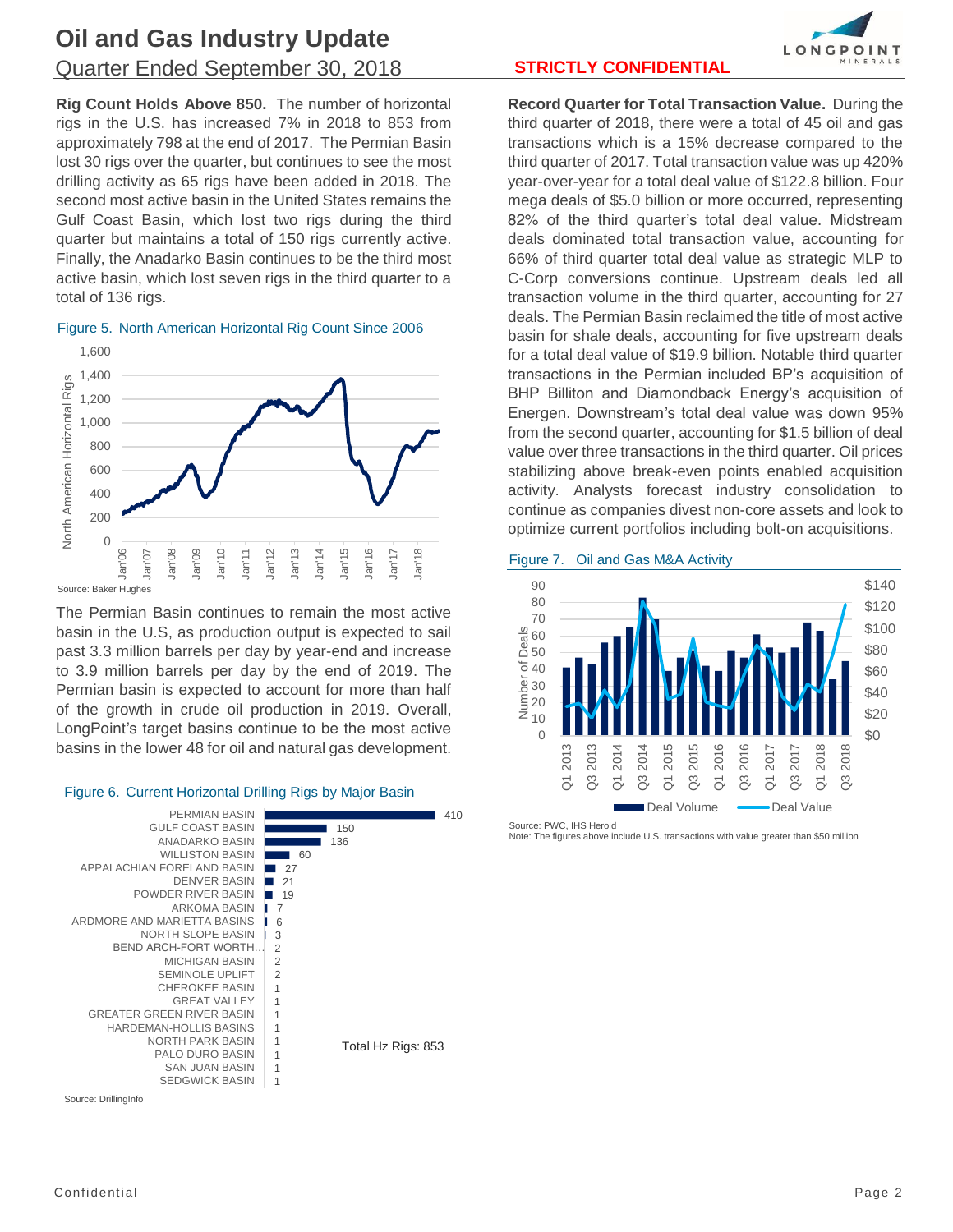**Rig Count Holds Above 850.** The number of horizontal rigs in the U.S. has increased 7% in 2018 to 853 from approximately 798 at the end of 2017. The Permian Basin lost 30 rigs over the quarter, but continues to see the most drilling activity as 65 rigs have been added in 2018. The second most active basin in the United States remains the Gulf Coast Basin, which lost two rigs during the third quarter but maintains a total of 150 rigs currently active. Finally, the Anadarko Basin continues to be the third most active basin, which lost seven rigs in the third quarter to a total of 136 rigs.

Figure 5. North American Horizontal Rig Count Since 2006

Source: Baker Hughes

The Permian Basin continues to remain the most active basin in the U.S, as production output is expected to sail past 3.3 million barrels per day by year-end and increase to 3.9 million barrels per day by the end of 2019. The Permian basin is expected to account for more than half of the growth in crude oil production in 2019. Overall, LongPoint's target basins continue to be the most active basins in the lower 48 for oil and natural gas development.

Figure 6. Current Horizontal Drilling Rigs by Major Basin

| Basin | Rigs |
|---|---|
| PERMIAN BASIN | 410 |
| GULF COAST BASIN | 150 |
| ANADARKO BASIN | 136 |
| WILLISTON BASIN | 60 |
| APPALACHIAN FORELAND BASIN | 27 |
| DENVER BASIN | 21 |
| POWDER RIVER BASIN | 19 |
| ARKOMA BASIN | 7 |
| ARDMORE AND MARIETTA BASINS | 6 |
| NORTH SLOPE BASIN | 3 |
| BEND ARCH-FORT WORTH... | 2 |
| MICHIGAN BASIN | 2 |
| SEMINOLE UPLIFT | 2 |
| CHEROKEE BASIN | 1 |
| GREAT VALLEY | 1 |
| GREATER GREEN RIVER BASIN | 1 |
| HARDEMAN-HOLLIS BASINS | 1 |
| NORTH PARK BASIN | 1 |
| PALO DURO BASIN | 1 |
| SAN JUAN BASIN | 1 |
| SEDGWICK BASIN | 1 |

Total Hz Rigs: 853

Source: DrillingInfo

**Record Quarter for Total Transaction Value.** During the third quarter of 2018, there were a total of 45 oil and gas transactions which is a 15% decrease compared to the third quarter of 2017. Total transaction value was up 420% year-over-year for a total deal value of $122.8 billion. Four mega deals of $5.0 billion or more occurred, representing 82% of the third quarter's total deal value. Midstream deals dominated total transaction value, accounting for 66% of third quarter total deal value as strategic MLP to C-Corp conversions continue. Upstream deals led all transaction volume in the third quarter, accounting for 27 deals. The Permian Basin reclaimed the title of most active basin for shale deals, accounting for five upstream deals for a total deal value of $19.9 billion. Notable third quarter transactions in the Permian included BP's acquisition of BHP Billiton and Diamondback Energy's acquisition of Energen. Downstream's total deal value was down 95% from the second quarter, accounting for $1.5 billion of deal value over three transactions in the third quarter. Oil prices stabilizing above break-even points enabled acquisition activity. Analysts forecast industry consolidation to continue as companies divest non-core assets and look to optimize current portfolios including bolt-on acquisitions.

Figure 7. Oil and Gas M&A Activity

Source: PWC, IHS Herold
Note: The figures above include U.S. transactions with value greater than $50 million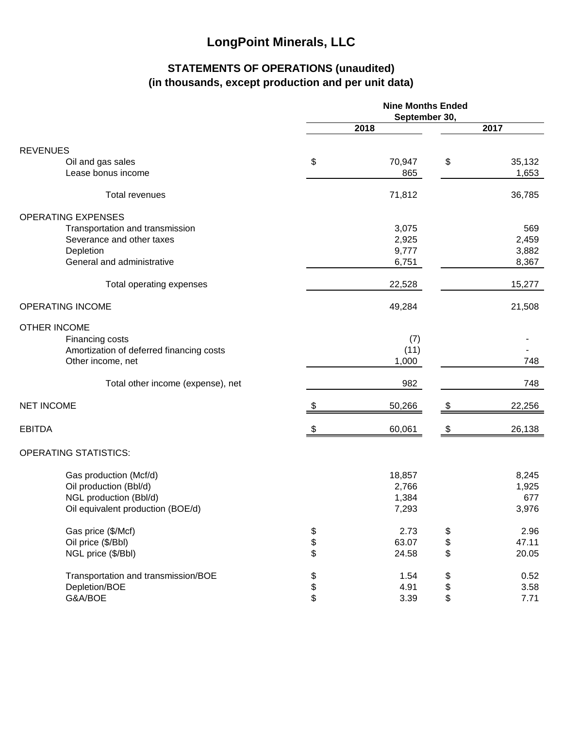# LongPoint Minerals, LLC

## STATEMENTS OF OPERATIONS (unaudited)
## (in thousands, except production and per unit data)

| | Nine Months Ended September 30, | |
|---|---|---|
| | 2018 | 2017 |
| **REVENUES** | | |
| Oil and gas sales | $ 70,947 | $ 35,132 |
| Lease bonus income | 865 | 1,653 |
| Total revenues | 71,812 | 36,785 |
| **OPERATING EXPENSES** | | |
| Transportation and transmission | 3,075 | 569 |
| Severance and other taxes | 2,925 | 2,459 |
| Depletion | 9,777 | 3,882 |
| General and administrative | 6,751 | 8,367 |
| Total operating expenses | 22,528 | 15,277 |
| **OPERATING INCOME** | 49,284 | 21,508 |
| **OTHER INCOME** | | |
| Financing costs | (7) | - |
| Amortization of deferred financing costs | (11) | - |
| Other income, net | 1,000 | 748 |
| Total other income (expense), net | 982 | 748 |
| **NET INCOME** | $ 50,266 | $ 22,256 |
| **EBITDA** | $ 60,061 | $ 26,138 |
| **OPERATING STATISTICS:** | | |
| Gas production (Mcf/d) | 18,857 | 8,245 |
| Oil production (Bbl/d) | 2,766 | 1,925 |
| NGL production (Bbl/d) | 1,384 | 677 |
| Oil equivalent production (BOE/d) | 7,293 | 3,976 |
| Gas price ($/Mcf) | $ 2.73 | $ 2.96 |
| Oil price ($/Bbl) | $ 63.07 | $ 47.11 |
| NGL price ($/Bbl) | $ 24.58 | $ 20.05 |
| Transportation and transmission/BOE | $ 1.54 | $ 0.52 |
| Depletion/BOE | $ 4.91 | $ 3.58 |
| G&A/BOE | $ 3.39 | $ 7.71 |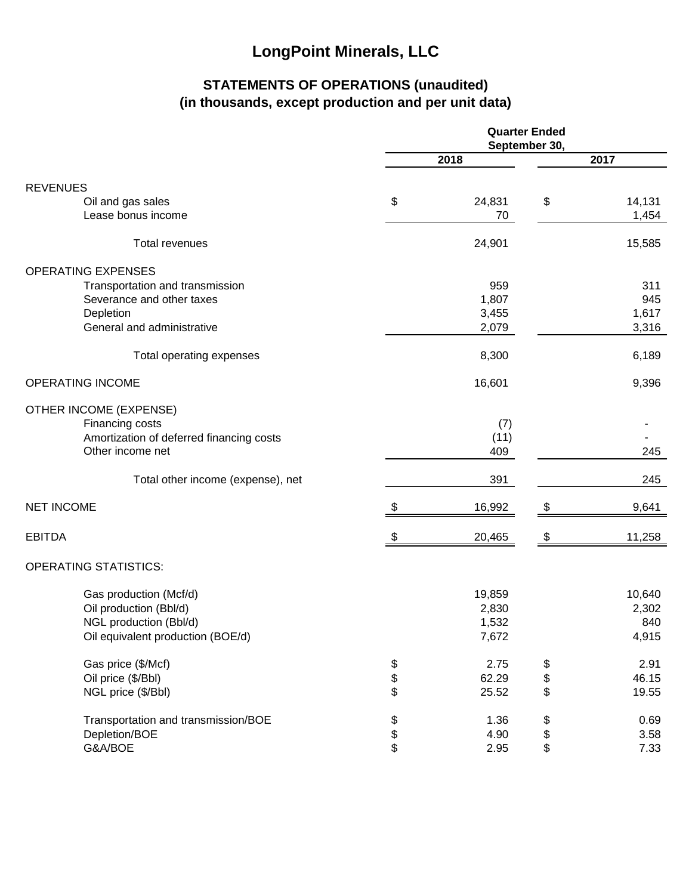# LongPoint Minerals, LLC

## STATEMENTS OF OPERATIONS (unaudited)
## (in thousands, except production and per unit data)

| | Quarter Ended September 30, | |
|---|---|---|
| | 2018 | 2017 |
| **REVENUES** | | |
| Oil and gas sales | $ 24,831 | $ 14,131 |
| Lease bonus income | 70 | 1,454 |
| Total revenues | 24,901 | 15,585 |
| **OPERATING EXPENSES** | | |
| Transportation and transmission | 959 | 311 |
| Severance and other taxes | 1,807 | 945 |
| Depletion | 3,455 | 1,617 |
| General and administrative | 2,079 | 3,316 |
| Total operating expenses | 8,300 | 6,189 |
| **OPERATING INCOME** | 16,601 | 9,396 |
| **OTHER INCOME (EXPENSE)** | | |
| Financing costs | (7) | - |
| Amortization of deferred financing costs | (11) | - |
| Other income net | 409 | 245 |
| Total other income (expense), net | 391 | 245 |
| **NET INCOME** | $ 16,992 | $ 9,641 |
| **EBITDA** | $ 20,465 | $ 11,258 |
| **OPERATING STATISTICS:** | | |
| Gas production (Mcf/d) | 19,859 | 10,640 |
| Oil production (Bbl/d) | 2,830 | 2,302 |
| NGL production (Bbl/d) | 1,532 | 840 |
| Oil equivalent production (BOE/d) | 7,672 | 4,915 |
| Gas price ($/Mcf) | $ 2.75 | $ 2.91 |
| Oil price ($/Bbl) | $ 62.29 | $ 46.15 |
| NGL price ($/Bbl) | $ 25.52 | $ 19.55 |
| Transportation and transmission/BOE | $ 1.36 | $ 0.69 |
| Depletion/BOE | $ 4.90 | $ 3.58 |
| G&A/BOE | $ 2.95 | $ 7.33 |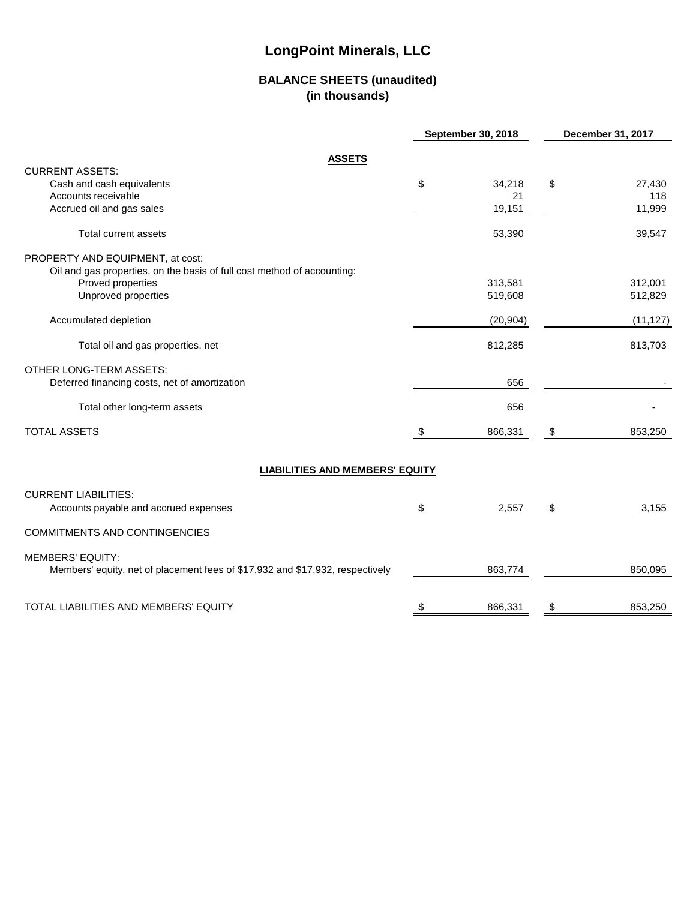# LongPoint Minerals, LLC

## BALANCE SHEETS (unaudited)
## (in thousands)

| | September 30, 2018 | December 31, 2017 |
|---|---|---|
| **ASSETS** | | |
| CURRENT ASSETS: | | |
| Cash and cash equivalents | $ 34,218 | $ 27,430 |
| Accounts receivable | 21 | 118 |
| Accrued oil and gas sales | 19,151 | 11,999 |
| Total current assets | 53,390 | 39,547 |
| PROPERTY AND EQUIPMENT, at cost: | | |
| Oil and gas properties, on the basis of full cost method of accounting: | | |
| Proved properties | 313,581 | 312,001 |
| Unproved properties | 519,608 | 512,829 |
| Accumulated depletion | (20,904) | (11,127) |
| Total oil and gas properties, net | 812,285 | 813,703 |
| OTHER LONG-TERM ASSETS: | | |
| Deferred financing costs, net of amortization | 656 | - |
| Total other long-term assets | 656 | - |
| TOTAL ASSETS | $ 866,331 | $ 853,250 |
| **LIABILITIES AND MEMBERS' EQUITY** | | |
| CURRENT LIABILITIES: | | |
| Accounts payable and accrued expenses | $ 2,557 | $ 3,155 |
| COMMITMENTS AND CONTINGENCIES | | |
| MEMBERS' EQUITY: | | |
| Members' equity, net of placement fees of $17,932 and $17,932, respectively | 863,774 | 850,095 |
| TOTAL LIABILITIES AND MEMBERS' EQUITY | $ 866,331 | $ 853,250 |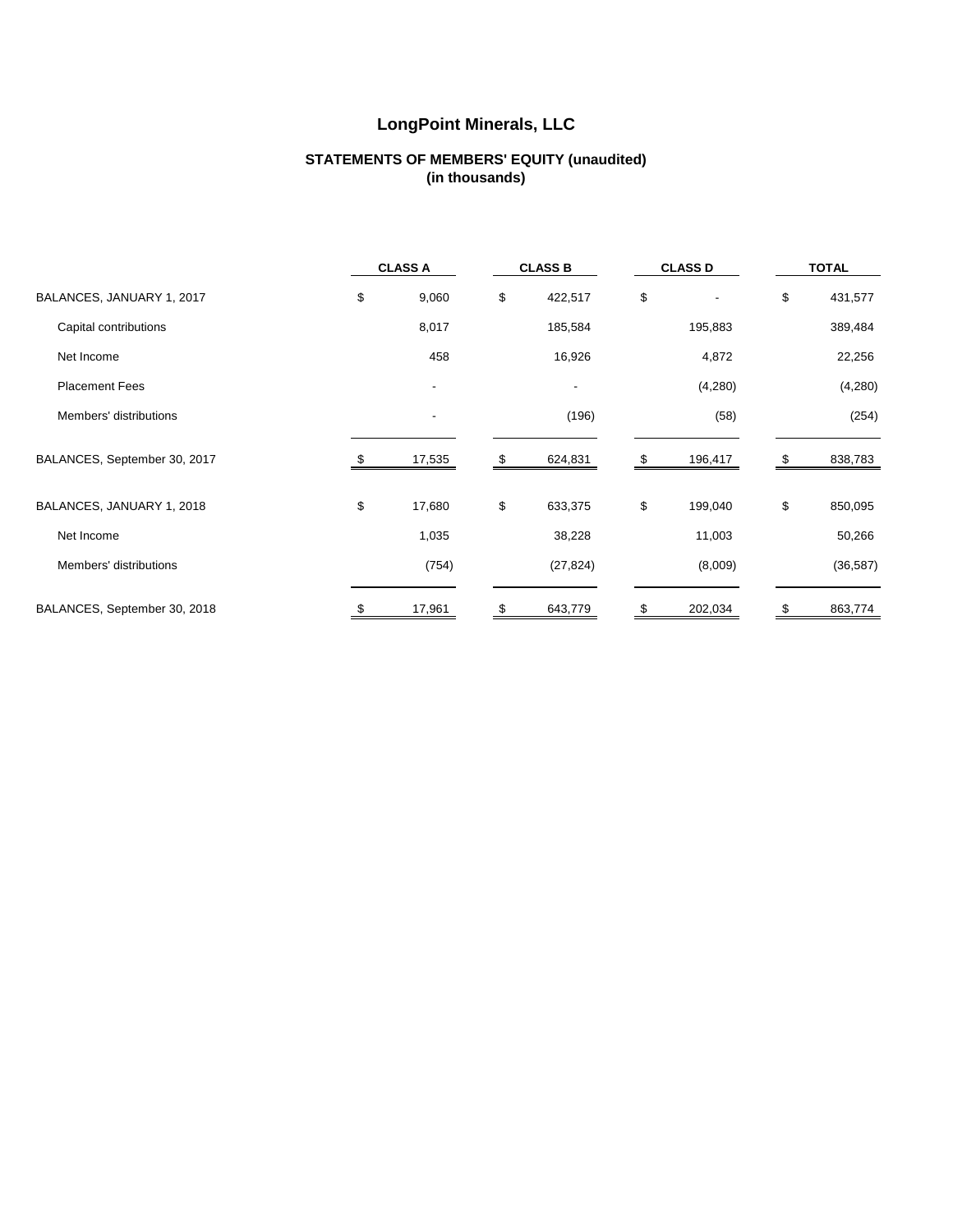# LongPoint Minerals, LLC

## STATEMENTS OF MEMBERS' EQUITY (unaudited)
## (in thousands)

| | CLASS A | CLASS B | CLASS D | TOTAL |
|---|---|---|---|---|
| BALANCES, JANUARY 1, 2017 | $ 9,060 | $ 422,517 | $ - | $ 431,577 |
| Capital contributions | 8,017 | 185,584 | 195,883 | 389,484 |
| Net Income | 458 | 16,926 | 4,872 | 22,256 |
| Placement Fees | - | - | (4,280) | (4,280) |
| Members' distributions | - | (196) | (58) | (254) |
| BALANCES, September 30, 2017 | $ 17,535 | $ 624,831 | $ 196,417 | $ 838,783 |
| BALANCES, JANUARY 1, 2018 | $ 17,680 | $ 633,375 | $ 199,040 | $ 850,095 |
| Net Income | 1,035 | 38,228 | 11,003 | 50,266 |
| Members' distributions | (754) | (27,824) | (8,009) | (36,587) |
| BALANCES, September 30, 2018 | $ 17,961 | $ 643,779 | $ 202,034 | $ 863,774 |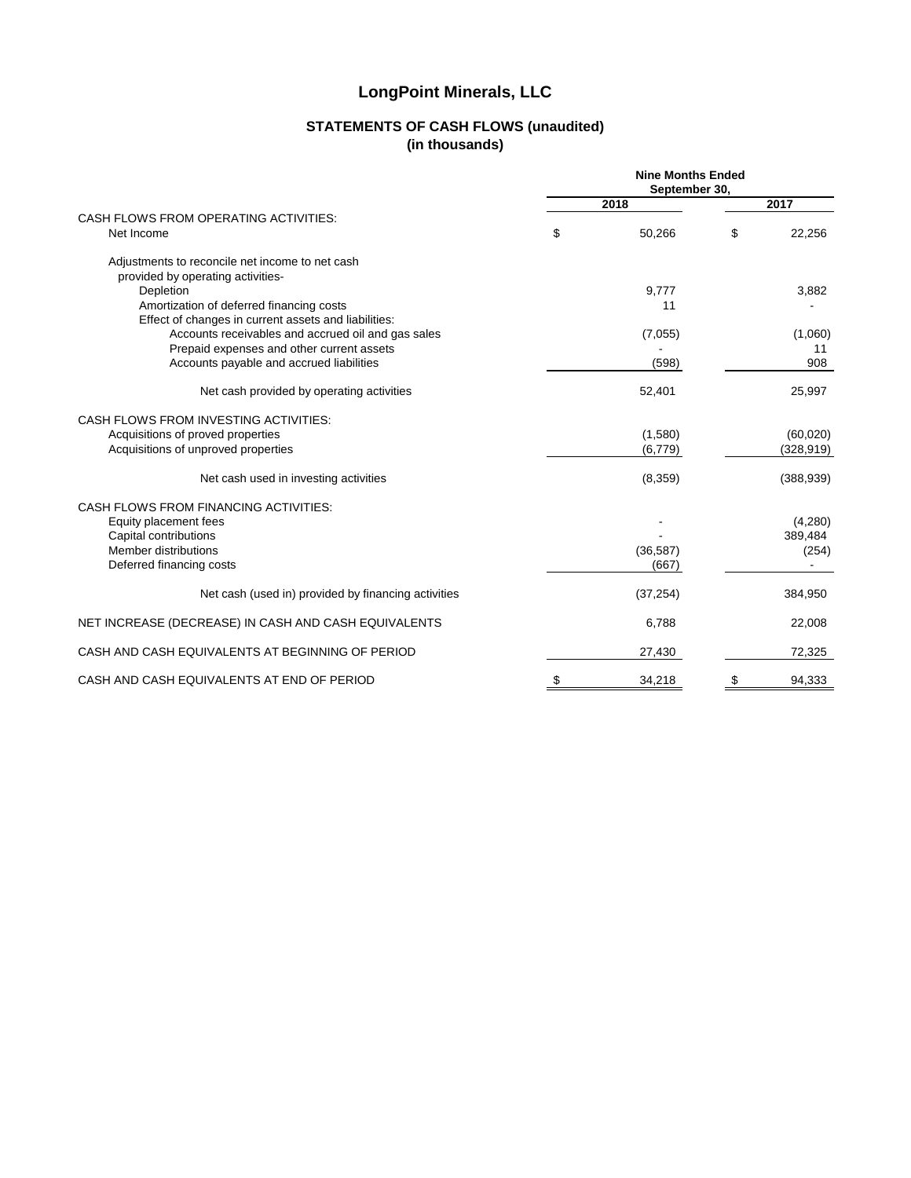# LongPoint Minerals, LLC

## STATEMENTS OF CASH FLOWS (unaudited)
## (in thousands)

| | Nine Months Ended September 30, | |
|---|---|---|
| | 2018 | 2017 |
| CASH FLOWS FROM OPERATING ACTIVITIES: | | |
| Net Income | $ 50,266 | $ 22,256 |
| Adjustments to reconcile net income to net cash provided by operating activities- | | |
| Depletion | 9,777 | 3,882 |
| Amortization of deferred financing costs | 11 | - |
| Effect of changes in current assets and liabilities: | | |
| Accounts receivables and accrued oil and gas sales | (7,055) | (1,060) |
| Prepaid expenses and other current assets | - | 11 |
| Accounts payable and accrued liabilities | (598) | 908 |
| Net cash provided by operating activities | 52,401 | 25,997 |
| CASH FLOWS FROM INVESTING ACTIVITIES: | | |
| Acquisitions of proved properties | (1,580) | (60,020) |
| Acquisitions of unproved properties | (6,779) | (328,919) |
| Net cash used in investing activities | (8,359) | (388,939) |
| CASH FLOWS FROM FINANCING ACTIVITIES: | | |
| Equity placement fees | - | (4,280) |
| Capital contributions | - | 389,484 |
| Member distributions | (36,587) | (254) |
| Deferred financing costs | (667) | - |
| Net cash (used in) provided by financing activities | (37,254) | 384,950 |
| NET INCREASE (DECREASE) IN CASH AND CASH EQUIVALENTS | 6,788 | 22,008 |
| CASH AND CASH EQUIVALENTS AT BEGINNING OF PERIOD | 27,430 | 72,325 |
| CASH AND CASH EQUIVALENTS AT END OF PERIOD | $ 34,218 | $ 94,333 |